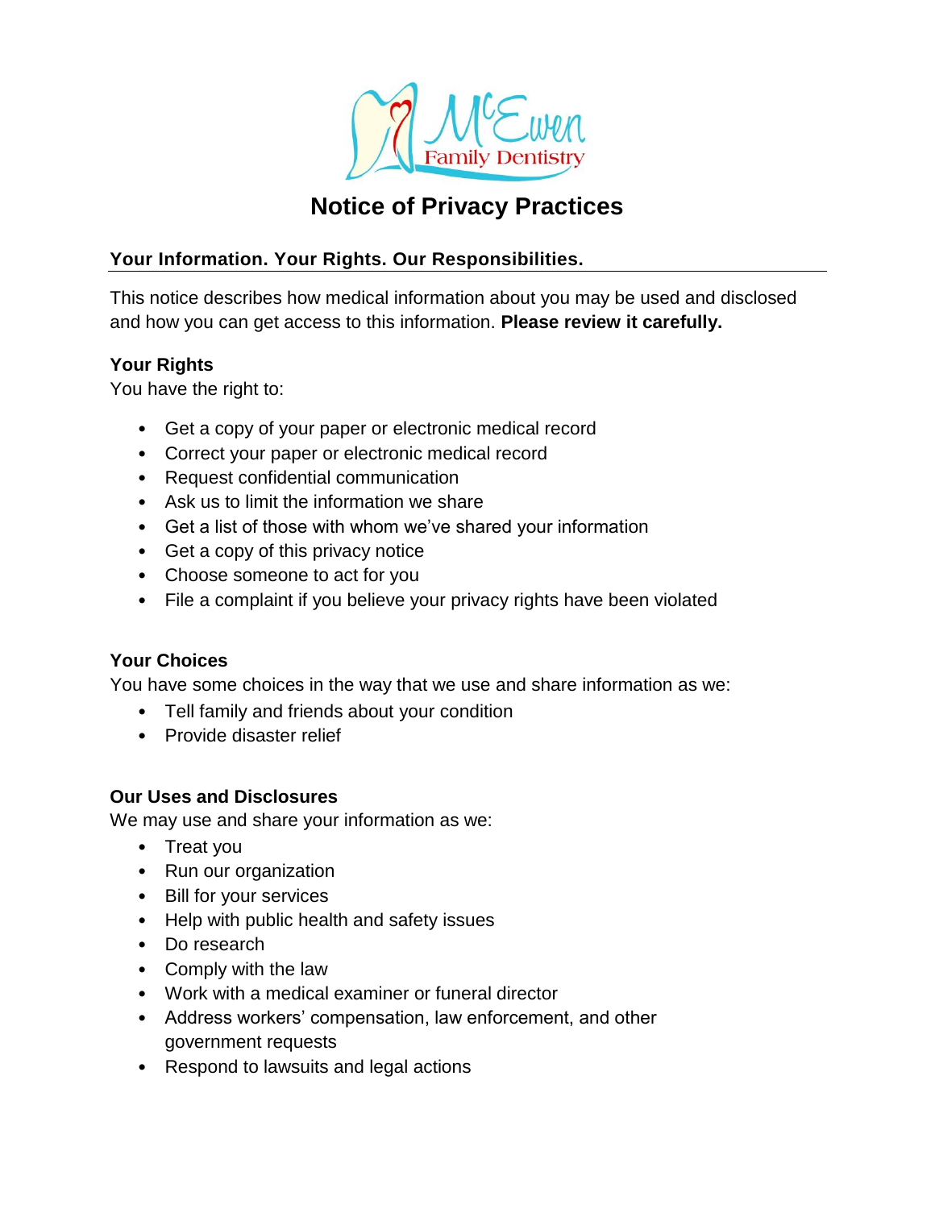McEwen Family Dentistry

# Notice of Privacy Practices

## Your Information. Your Rights. Our Responsibilities.

This notice describes how medical information about you may be used and disclosed and how you can get access to this information. **Please review it carefully.**

### Your Rights

You have the right to:

- Get a copy of your paper or electronic medical record
- Correct your paper or electronic medical record
- Request confidential communication
- Ask us to limit the information we share
- Get a list of those with whom we've shared your information
- Get a copy of this privacy notice
- Choose someone to act for you
- File a complaint if you believe your privacy rights have been violated

### Your Choices

You have some choices in the way that we use and share information as we:

- Tell family and friends about your condition
- Provide disaster relief

### Our Uses and Disclosures

We may use and share your information as we:

- Treat you
- Run our organization
- Bill for your services
- Help with public health and safety issues
- Do research
- Comply with the law
- Work with a medical examiner or funeral director
- Address workers' compensation, law enforcement, and other government requests
- Respond to lawsuits and legal actions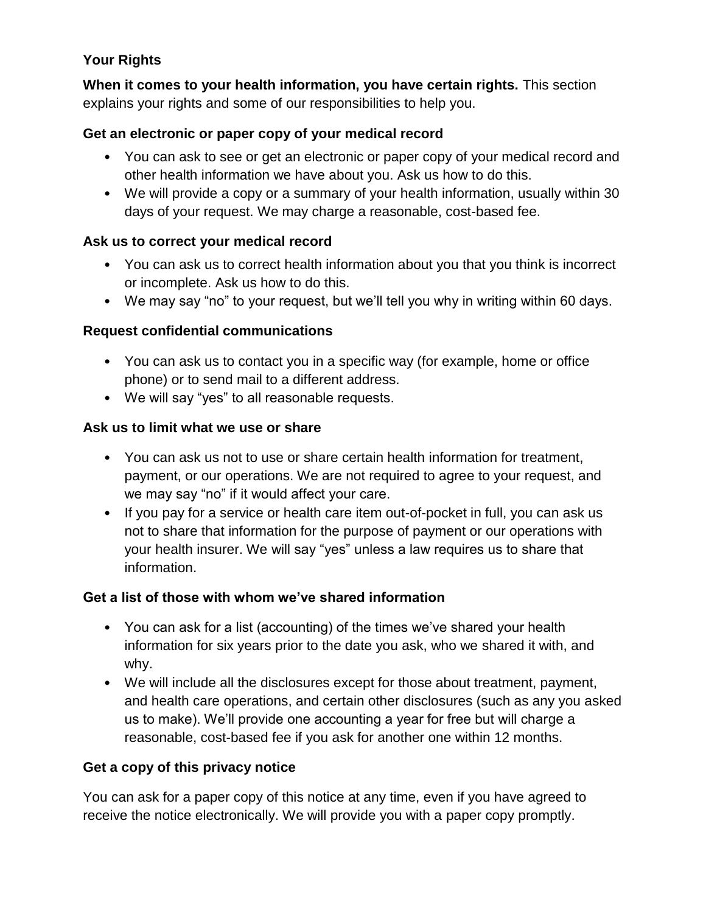## Your Rights

**When it comes to your health information, you have certain rights.** This section explains your rights and some of our responsibilities to help you.

### Get an electronic or paper copy of your medical record

- You can ask to see or get an electronic or paper copy of your medical record and other health information we have about you. Ask us how to do this.
- We will provide a copy or a summary of your health information, usually within 30 days of your request. We may charge a reasonable, cost-based fee.

### Ask us to correct your medical record

- You can ask us to correct health information about you that you think is incorrect or incomplete. Ask us how to do this.
- We may say "no" to your request, but we'll tell you why in writing within 60 days.

### Request confidential communications

- You can ask us to contact you in a specific way (for example, home or office phone) or to send mail to a different address.
- We will say "yes" to all reasonable requests.

### Ask us to limit what we use or share

- You can ask us not to use or share certain health information for treatment, payment, or our operations. We are not required to agree to your request, and we may say "no" if it would affect your care.
- If you pay for a service or health care item out-of-pocket in full, you can ask us not to share that information for the purpose of payment or our operations with your health insurer. We will say "yes" unless a law requires us to share that information.

### Get a list of those with whom we've shared information

- You can ask for a list (accounting) of the times we've shared your health information for six years prior to the date you ask, who we shared it with, and why.
- We will include all the disclosures except for those about treatment, payment, and health care operations, and certain other disclosures (such as any you asked us to make). We'll provide one accounting a year for free but will charge a reasonable, cost-based fee if you ask for another one within 12 months.

### Get a copy of this privacy notice

You can ask for a paper copy of this notice at any time, even if you have agreed to receive the notice electronically. We will provide you with a paper copy promptly.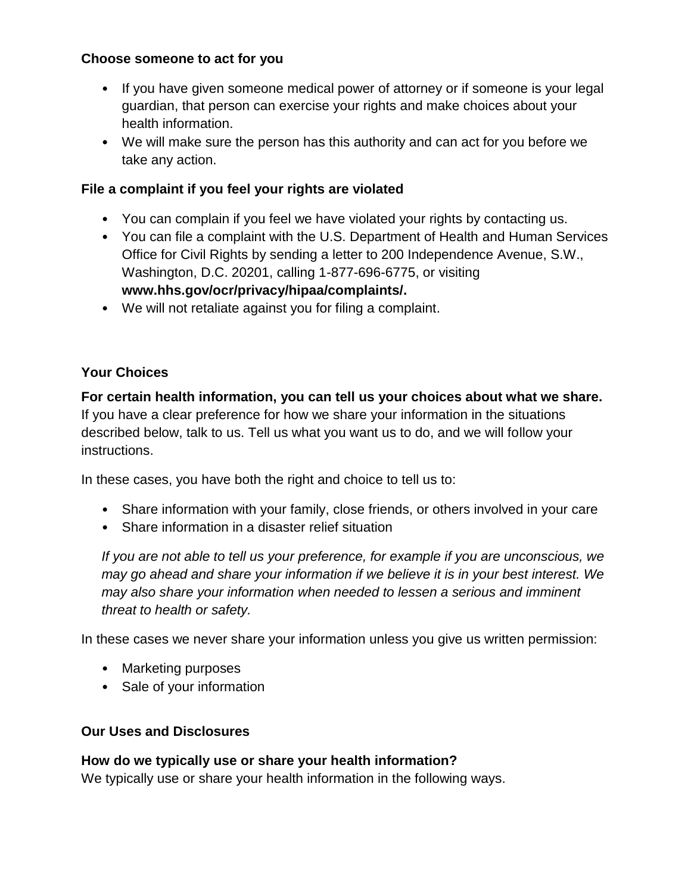**Choose someone to act for you**

- If you have given someone medical power of attorney or if someone is your legal guardian, that person can exercise your rights and make choices about your health information.
- We will make sure the person has this authority and can act for you before we take any action.

**File a complaint if you feel your rights are violated**

- You can complain if you feel we have violated your rights by contacting us.
- You can file a complaint with the U.S. Department of Health and Human Services Office for Civil Rights by sending a letter to 200 Independence Avenue, S.W., Washington, D.C. 20201, calling 1-877-696-6775, or visiting **www.hhs.gov/ocr/privacy/hipaa/complaints/.**
- We will not retaliate against you for filing a complaint.

## Your Choices

**For certain health information, you can tell us your choices about what we share.** If you have a clear preference for how we share your information in the situations described below, talk to us. Tell us what you want us to do, and we will follow your instructions.

In these cases, you have both the right and choice to tell us to:

- Share information with your family, close friends, or others involved in your care
- Share information in a disaster relief situation

*If you are not able to tell us your preference, for example if you are unconscious, we may go ahead and share your information if we believe it is in your best interest. We may also share your information when needed to lessen a serious and imminent threat to health or safety.*

In these cases we never share your information unless you give us written permission:

- Marketing purposes
- Sale of your information

## Our Uses and Disclosures

**How do we typically use or share your health information?**
We typically use or share your health information in the following ways.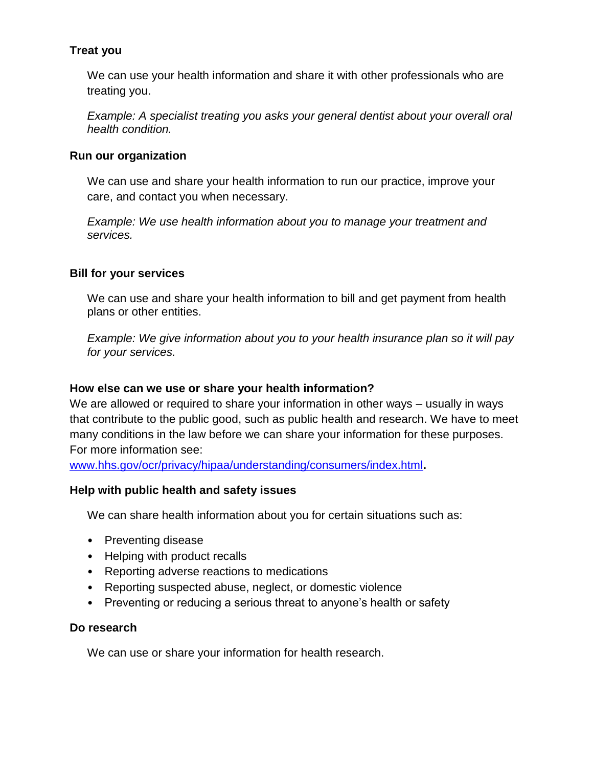**Treat you**

We can use your health information and share it with other professionals who are treating you.

*Example: A specialist treating you asks your general dentist about your overall oral health condition.*

**Run our organization**

We can use and share your health information to run our practice, improve your care, and contact you when necessary.

*Example: We use health information about you to manage your treatment and services.*

**Bill for your services**

We can use and share your health information to bill and get payment from health plans or other entities.

*Example: We give information about you to your health insurance plan so it will pay for your services.*

**How else can we use or share your health information?**

We are allowed or required to share your information in other ways – usually in ways that contribute to the public good, such as public health and research. We have to meet many conditions in the law before we can share your information for these purposes. For more information see: [www.hhs.gov/ocr/privacy/hipaa/understanding/consumers/index.html](http://www.hhs.gov/ocr/privacy/hipaa/understanding/consumers/index.html)**.**

**Help with public health and safety issues**

We can share health information about you for certain situations such as:

- Preventing disease
- Helping with product recalls
- Reporting adverse reactions to medications
- Reporting suspected abuse, neglect, or domestic violence
- Preventing or reducing a serious threat to anyone's health or safety

**Do research**

We can use or share your information for health research.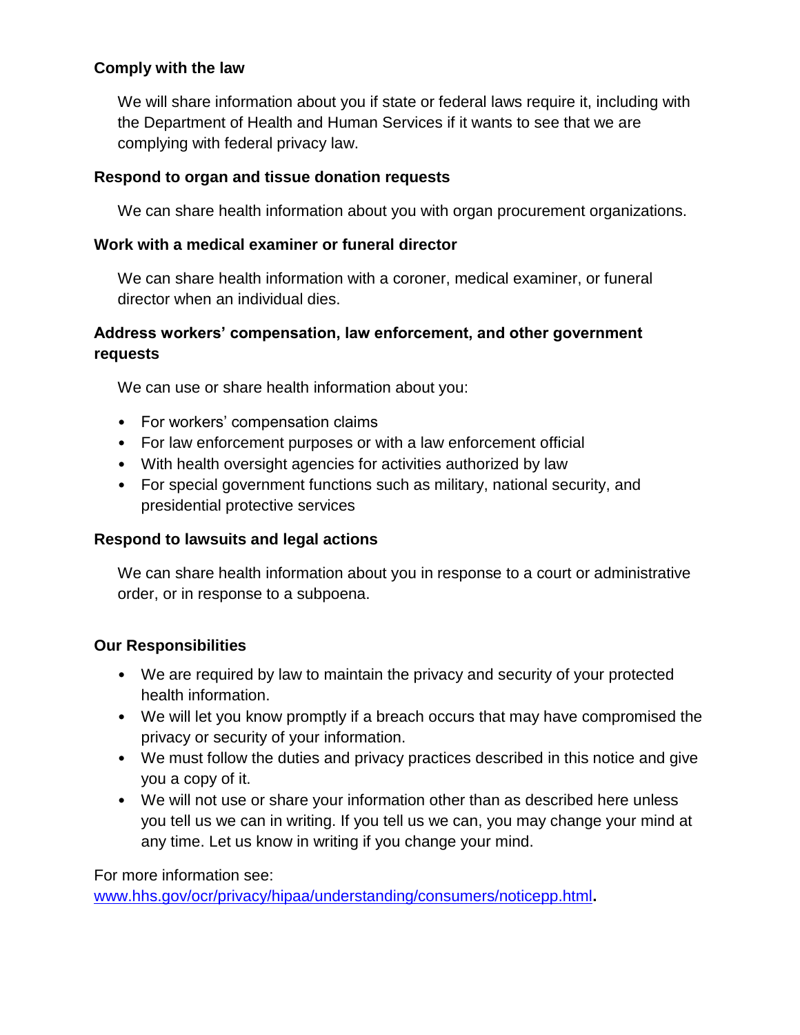**Comply with the law**

We will share information about you if state or federal laws require it, including with the Department of Health and Human Services if it wants to see that we are complying with federal privacy law.

**Respond to organ and tissue donation requests**

We can share health information about you with organ procurement organizations.

**Work with a medical examiner or funeral director**

We can share health information with a coroner, medical examiner, or funeral director when an individual dies.

**Address workers' compensation, law enforcement, and other government requests**

We can use or share health information about you:

- For workers' compensation claims
- For law enforcement purposes or with a law enforcement official
- With health oversight agencies for activities authorized by law
- For special government functions such as military, national security, and presidential protective services

**Respond to lawsuits and legal actions**

We can share health information about you in response to a court or administrative order, or in response to a subpoena.

**Our Responsibilities**

- We are required by law to maintain the privacy and security of your protected health information.
- We will let you know promptly if a breach occurs that may have compromised the privacy or security of your information.
- We must follow the duties and privacy practices described in this notice and give you a copy of it.
- We will not use or share your information other than as described here unless you tell us we can in writing. If you tell us we can, you may change your mind at any time. Let us know in writing if you change your mind.

For more information see: [www.hhs.gov/ocr/privacy/hipaa/understanding/consumers/noticepp.html](http://www.hhs.gov/ocr/privacy/hipaa/understanding/consumers/noticepp.html).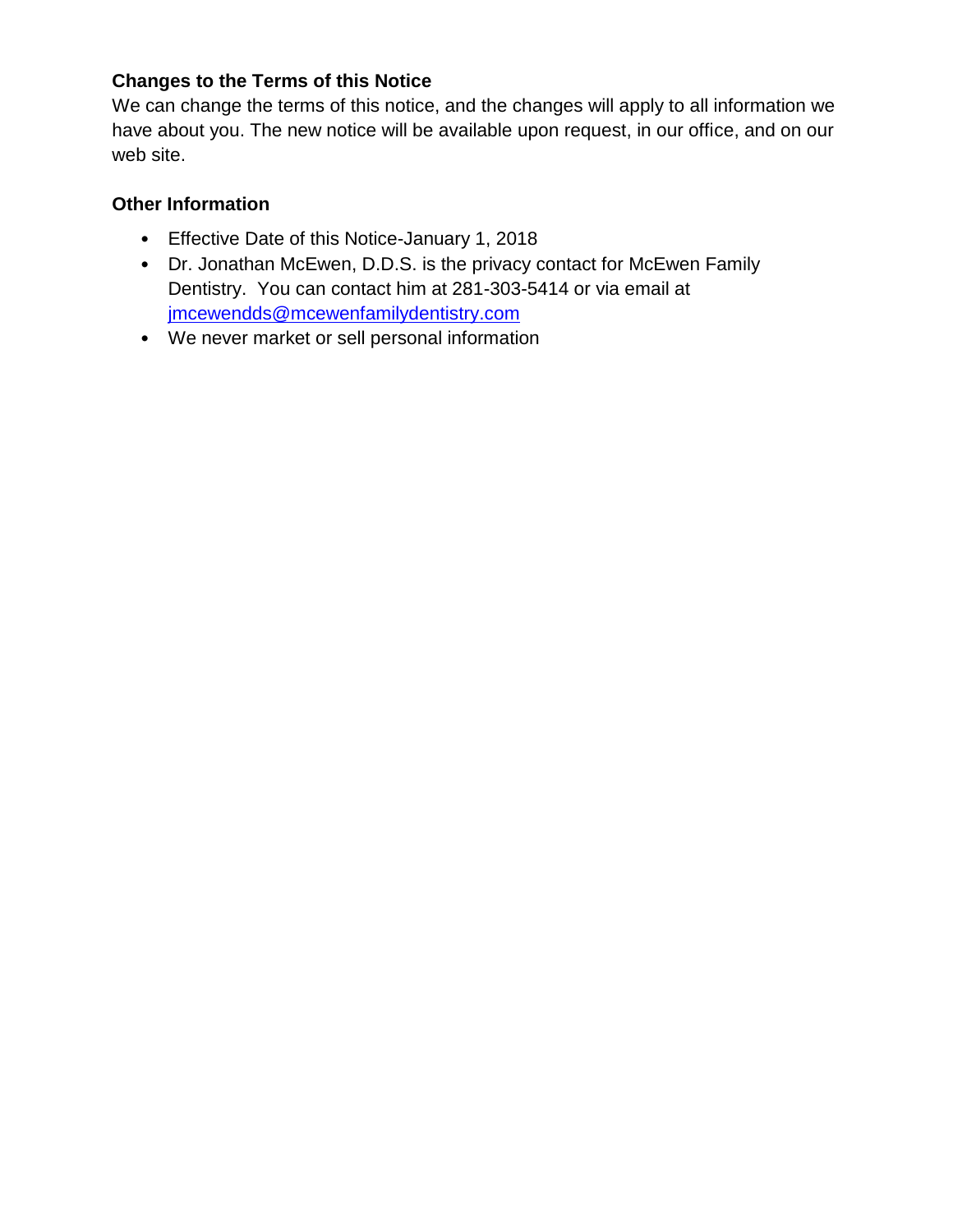### Changes to the Terms of this Notice

We can change the terms of this notice, and the changes will apply to all information we have about you. The new notice will be available upon request, in our office, and on our web site.

### Other Information

- Effective Date of this Notice-January 1, 2018
- Dr. Jonathan McEwen, D.D.S. is the privacy contact for McEwen Family Dentistry. You can contact him at 281-303-5414 or via email at jmcewendds@mcewenfamilydentistry.com
- We never market or sell personal information